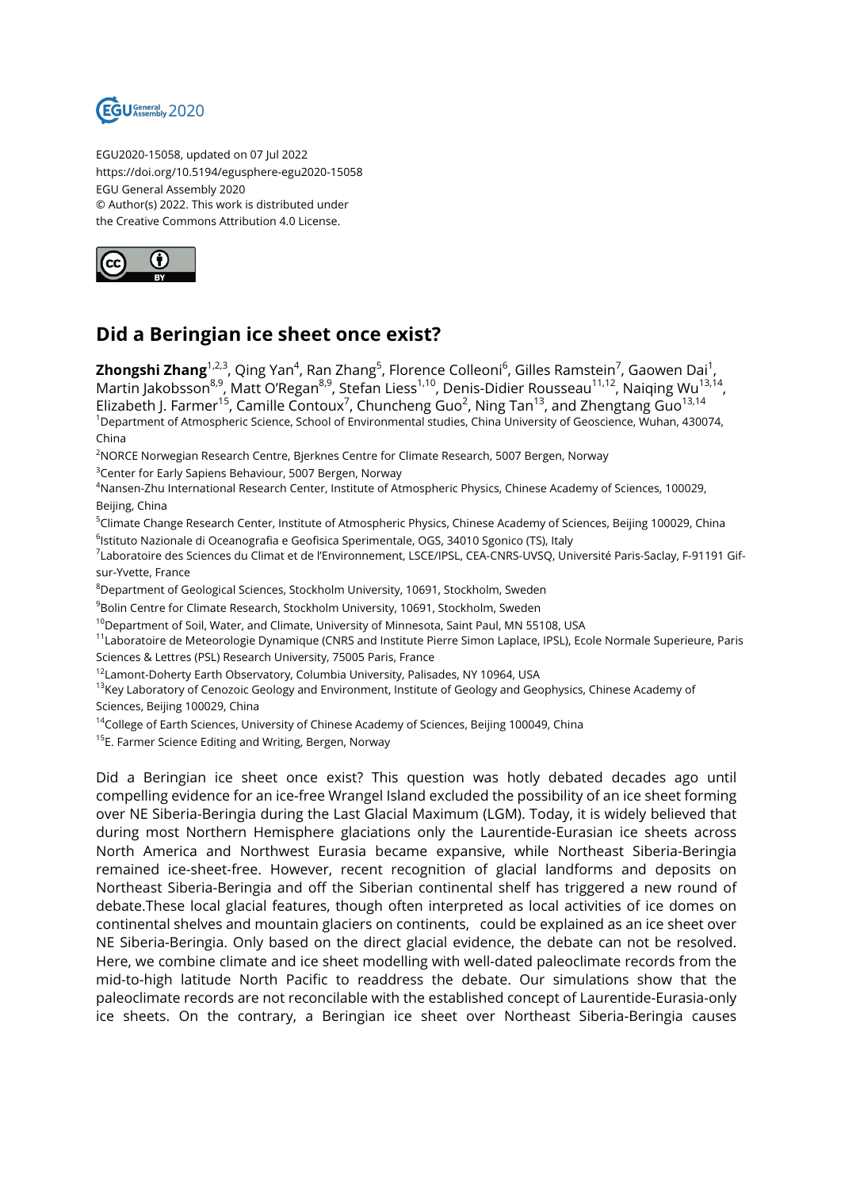EGU2020-15058, updated on 07 Jul 2022
https://doi.org/10.5194/egusphere-egu2020-15058
EGU General Assembly 2020
© Author(s) 2022. This work is distributed under
the Creative Commons Attribution 4.0 License.

# Did a Beringian ice sheet once exist?

**Zhongshi Zhang**[1,2,3], Qing Yan[4], Ran Zhang[5], Florence Colleoni[6], Gilles Ramstein[7], Gaowen Dai[1], Martin Jakobsson[8,9], Matt O'Regan[8,9], Stefan Liess[1,10], Denis-Didier Rousseau[11,12], Naiqing Wu[13,14], Elizabeth J. Farmer[15], Camille Contoux[7], Chuncheng Guo[2], Ning Tan[13], and Zhengtang Guo[13,14]

[1]Department of Atmospheric Science, School of Environmental studies, China University of Geoscience, Wuhan, 430074, China

[2]NORCE Norwegian Research Centre, Bjerknes Centre for Climate Research, 5007 Bergen, Norway

[3]Center for Early Sapiens Behaviour, 5007 Bergen, Norway

[4]Nansen-Zhu International Research Center, Institute of Atmospheric Physics, Chinese Academy of Sciences, 100029, Beijing, China

[5]Climate Change Research Center, Institute of Atmospheric Physics, Chinese Academy of Sciences, Beijing 100029, China

[6]Istituto Nazionale di Oceanografia e Geofisica Sperimentale, OGS, 34010 Sgonico (TS), Italy

[7]Laboratoire des Sciences du Climat et de l'Environnement, LSCE/IPSL, CEA-CNRS-UVSQ, Université Paris-Saclay, F-91191 Gif-sur-Yvette, France

[8]Department of Geological Sciences, Stockholm University, 10691, Stockholm, Sweden

[9]Bolin Centre for Climate Research, Stockholm University, 10691, Stockholm, Sweden

[10]Department of Soil, Water, and Climate, University of Minnesota, Saint Paul, MN 55108, USA

[11]Laboratoire de Meteorologie Dynamique (CNRS and Institute Pierre Simon Laplace, IPSL), Ecole Normale Superieure, Paris Sciences & Lettres (PSL) Research University, 75005 Paris, France

[12]Lamont-Doherty Earth Observatory, Columbia University, Palisades, NY 10964, USA

[13]Key Laboratory of Cenozoic Geology and Environment, Institute of Geology and Geophysics, Chinese Academy of Sciences, Beijing 100029, China

[14]College of Earth Sciences, University of Chinese Academy of Sciences, Beijing 100049, China

[15]E. Farmer Science Editing and Writing, Bergen, Norway

Did a Beringian ice sheet once exist? This question was hotly debated decades ago until compelling evidence for an ice-free Wrangel Island excluded the possibility of an ice sheet forming over NE Siberia-Beringia during the Last Glacial Maximum (LGM). Today, it is widely believed that during most Northern Hemisphere glaciations only the Laurentide-Eurasian ice sheets across North America and Northwest Eurasia became expansive, while Northeast Siberia-Beringia remained ice-sheet-free. However, recent recognition of glacial landforms and deposits on Northeast Siberia-Beringia and off the Siberian continental shelf has triggered a new round of debate.These local glacial features, though often interpreted as local activities of ice domes on continental shelves and mountain glaciers on continents, could be explained as an ice sheet over NE Siberia-Beringia. Only based on the direct glacial evidence, the debate can not be resolved. Here, we combine climate and ice sheet modelling with well-dated paleoclimate records from the mid-to-high latitude North Pacific to readdress the debate. Our simulations show that the paleoclimate records are not reconcilable with the established concept of Laurentide-Eurasia-only ice sheets. On the contrary, a Beringian ice sheet over Northeast Siberia-Beringia causes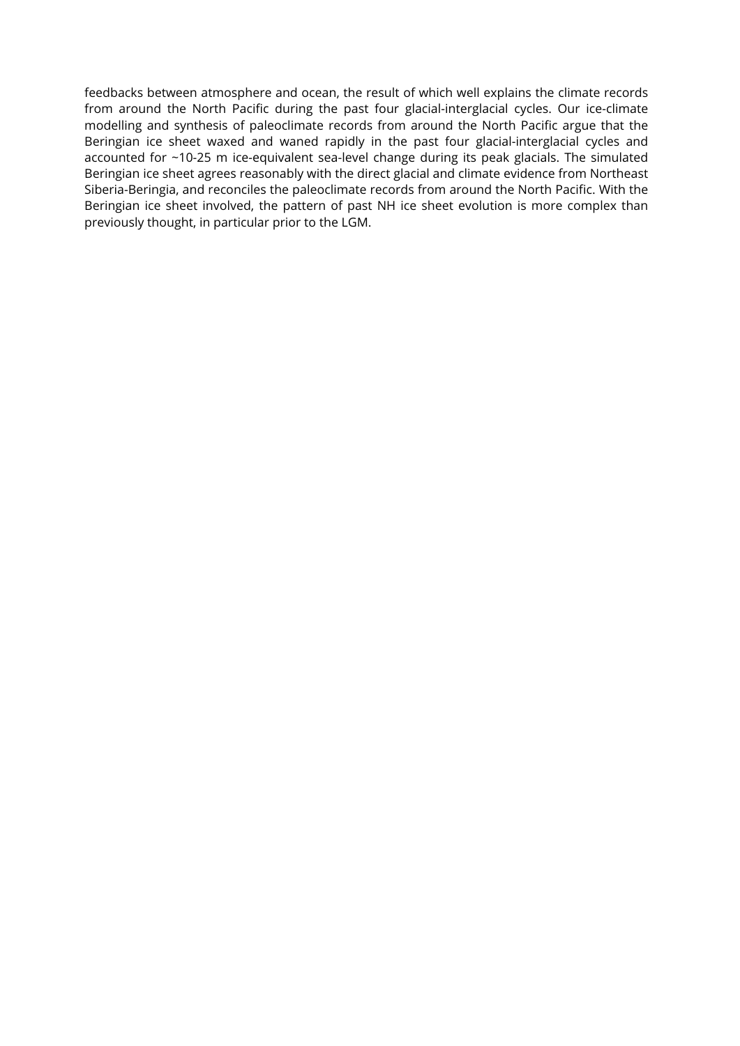feedbacks between atmosphere and ocean, the result of which well explains the climate records from around the North Pacific during the past four glacial-interglacial cycles. Our ice-climate modelling and synthesis of paleoclimate records from around the North Pacific argue that the Beringian ice sheet waxed and waned rapidly in the past four glacial-interglacial cycles and accounted for ~10-25 m ice-equivalent sea-level change during its peak glacials. The simulated Beringian ice sheet agrees reasonably with the direct glacial and climate evidence from Northeast Siberia-Beringia, and reconciles the paleoclimate records from around the North Pacific. With the Beringian ice sheet involved, the pattern of past NH ice sheet evolution is more complex than previously thought, in particular prior to the LGM.